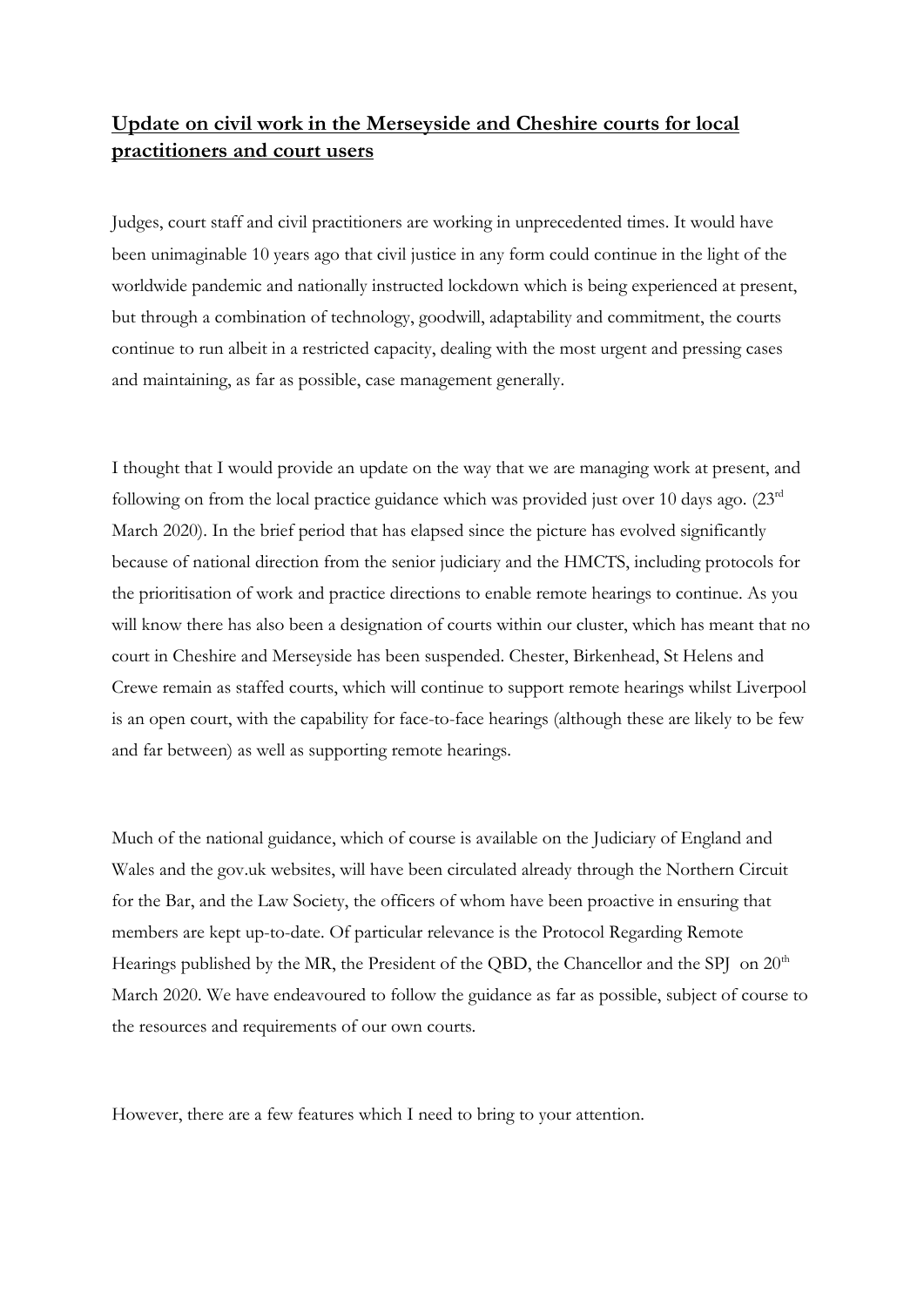**<u>Update on civil work in the Merseyside and Cheshire courts for local practitioners and court users</u>**

Judges, court staff and civil practitioners are working in unprecedented times. It would have been unimaginable 10 years ago that civil justice in any form could continue in the light of the worldwide pandemic and nationally instructed lockdown which is being experienced at present, but through a combination of technology, goodwill, adaptability and commitment, the courts continue to run albeit in a restricted capacity, dealing with the most urgent and pressing cases and maintaining, as far as possible, case management generally.

I thought that I would provide an update on the way that we are managing work at present, and following on from the local practice guidance which was provided just over 10 days ago. (23rd March 2020). In the brief period that has elapsed since the picture has evolved significantly because of national direction from the senior judiciary and the HMCTS, including protocols for the prioritisation of work and practice directions to enable remote hearings to continue. As you will know there has also been a designation of courts within our cluster, which has meant that no court in Cheshire and Merseyside has been suspended. Chester, Birkenhead, St Helens and Crewe remain as staffed courts, which will continue to support remote hearings whilst Liverpool is an open court, with the capability for face-to-face hearings (although these are likely to be few and far between) as well as supporting remote hearings.

Much of the national guidance, which of course is available on the Judiciary of England and Wales and the gov.uk websites, will have been circulated already through the Northern Circuit for the Bar, and the Law Society, the officers of whom have been proactive in ensuring that members are kept up-to-date. Of particular relevance is the Protocol Regarding Remote Hearings published by the MR, the President of the QBD, the Chancellor and the SPJ on 20th March 2020. We have endeavoured to follow the guidance as far as possible, subject of course to the resources and requirements of our own courts.

However, there are a few features which I need to bring to your attention.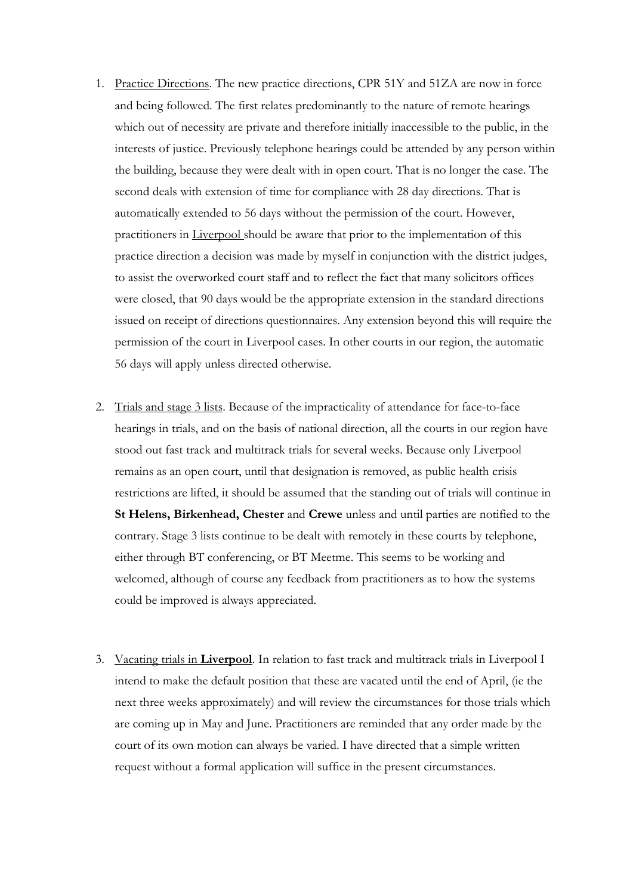1. Practice Directions. The new practice directions, CPR 51Y and 51ZA are now in force and being followed. The first relates predominantly to the nature of remote hearings which out of necessity are private and therefore initially inaccessible to the public, in the interests of justice. Previously telephone hearings could be attended by any person within the building, because they were dealt with in open court. That is no longer the case. The second deals with extension of time for compliance with 28 day directions. That is automatically extended to 56 days without the permission of the court. However, practitioners in Liverpool should be aware that prior to the implementation of this practice direction a decision was made by myself in conjunction with the district judges, to assist the overworked court staff and to reflect the fact that many solicitors offices were closed, that 90 days would be the appropriate extension in the standard directions issued on receipt of directions questionnaires. Any extension beyond this will require the permission of the court in Liverpool cases. In other courts in our region, the automatic 56 days will apply unless directed otherwise.

2. Trials and stage 3 lists. Because of the impracticality of attendance for face-to-face hearings in trials, and on the basis of national direction, all the courts in our region have stood out fast track and multitrack trials for several weeks. Because only Liverpool remains as an open court, until that designation is removed, as public health crisis restrictions are lifted, it should be assumed that the standing out of trials will continue in **St Helens, Birkenhead, Chester** and **Crewe** unless and until parties are notified to the contrary. Stage 3 lists continue to be dealt with remotely in these courts by telephone, either through BT conferencing, or BT Meetme. This seems to be working and welcomed, although of course any feedback from practitioners as to how the systems could be improved is always appreciated.

3. Vacating trials in **Liverpool**. In relation to fast track and multitrack trials in Liverpool I intend to make the default position that these are vacated until the end of April, (ie the next three weeks approximately) and will review the circumstances for those trials which are coming up in May and June. Practitioners are reminded that any order made by the court of its own motion can always be varied. I have directed that a simple written request without a formal application will suffice in the present circumstances.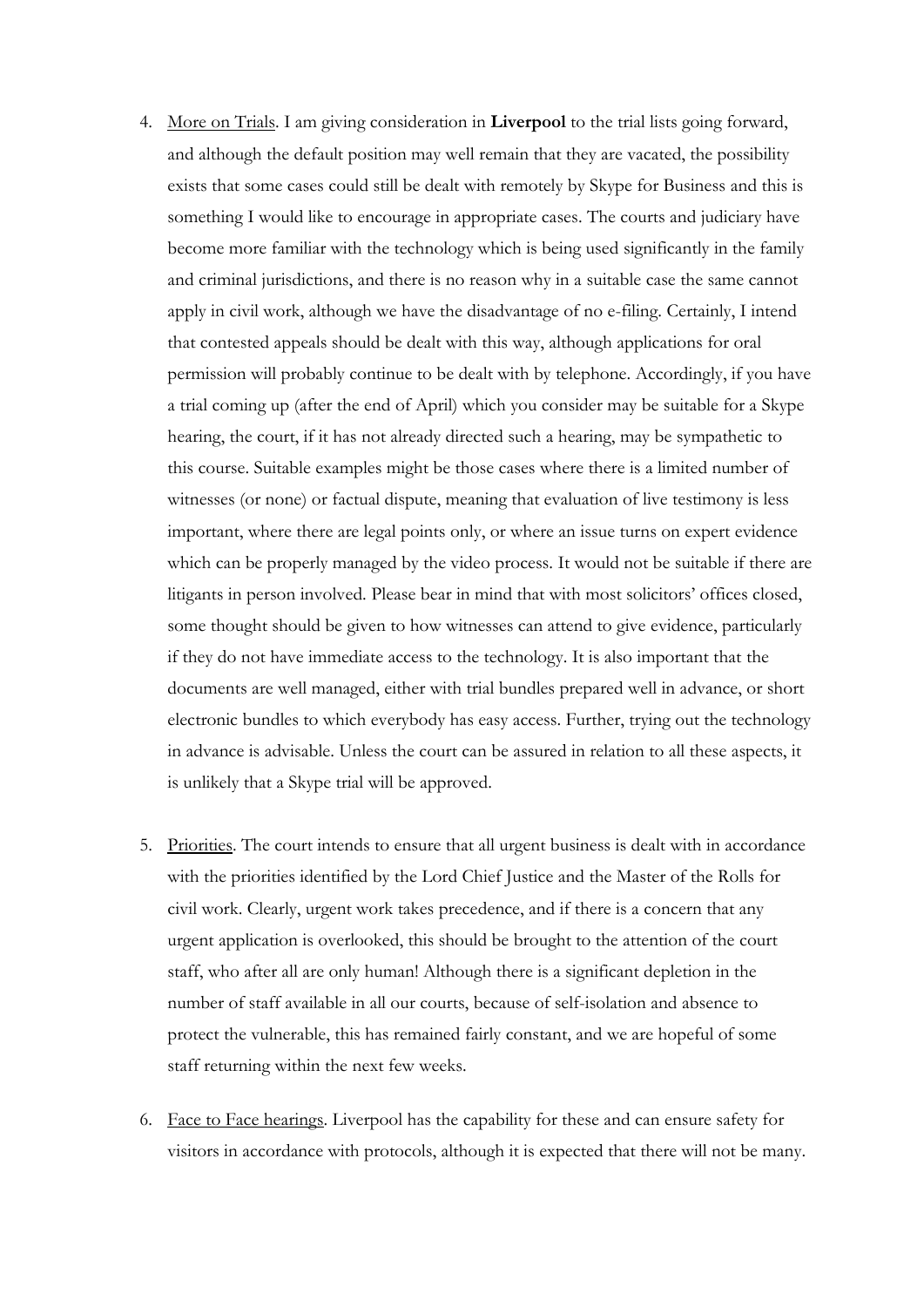4. <u>More on Trials</u>. I am giving consideration in **Liverpool** to the trial lists going forward, and although the default position may well remain that they are vacated, the possibility exists that some cases could still be dealt with remotely by Skype for Business and this is something I would like to encourage in appropriate cases. The courts and judiciary have become more familiar with the technology which is being used significantly in the family and criminal jurisdictions, and there is no reason why in a suitable case the same cannot apply in civil work, although we have the disadvantage of no e-filing. Certainly, I intend that contested appeals should be dealt with this way, although applications for oral permission will probably continue to be dealt with by telephone. Accordingly, if you have a trial coming up (after the end of April) which you consider may be suitable for a Skype hearing, the court, if it has not already directed such a hearing, may be sympathetic to this course. Suitable examples might be those cases where there is a limited number of witnesses (or none) or factual dispute, meaning that evaluation of live testimony is less important, where there are legal points only, or where an issue turns on expert evidence which can be properly managed by the video process. It would not be suitable if there are litigants in person involved. Please bear in mind that with most solicitors' offices closed, some thought should be given to how witnesses can attend to give evidence, particularly if they do not have immediate access to the technology. It is also important that the documents are well managed, either with trial bundles prepared well in advance, or short electronic bundles to which everybody has easy access. Further, trying out the technology in advance is advisable. Unless the court can be assured in relation to all these aspects, it is unlikely that a Skype trial will be approved.

5. <u>Priorities</u>. The court intends to ensure that all urgent business is dealt with in accordance with the priorities identified by the Lord Chief Justice and the Master of the Rolls for civil work. Clearly, urgent work takes precedence, and if there is a concern that any urgent application is overlooked, this should be brought to the attention of the court staff, who after all are only human! Although there is a significant depletion in the number of staff available in all our courts, because of self-isolation and absence to protect the vulnerable, this has remained fairly constant, and we are hopeful of some staff returning within the next few weeks.

6. <u>Face to Face hearings</u>. Liverpool has the capability for these and can ensure safety for visitors in accordance with protocols, although it is expected that there will not be many.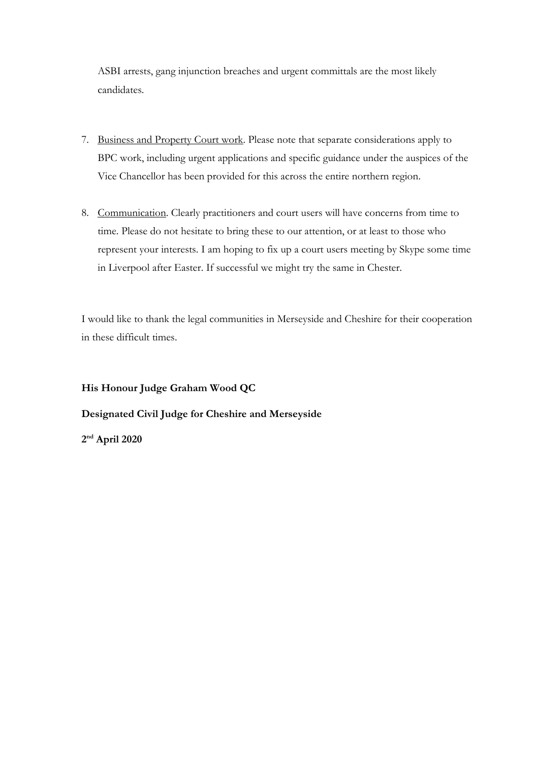ASBI arrests, gang injunction breaches and urgent committals are the most likely candidates.

7. Business and Property Court work. Please note that separate considerations apply to BPC work, including urgent applications and specific guidance under the auspices of the Vice Chancellor has been provided for this across the entire northern region.

8. Communication. Clearly practitioners and court users will have concerns from time to time. Please do not hesitate to bring these to our attention, or at least to those who represent your interests. I am hoping to fix up a court users meeting by Skype some time in Liverpool after Easter. If successful we might try the same in Chester.

I would like to thank the legal communities in Merseyside and Cheshire for their cooperation in these difficult times.

**His Honour Judge Graham Wood QC**

**Designated Civil Judge for Cheshire and Merseyside**

**2nd April 2020**